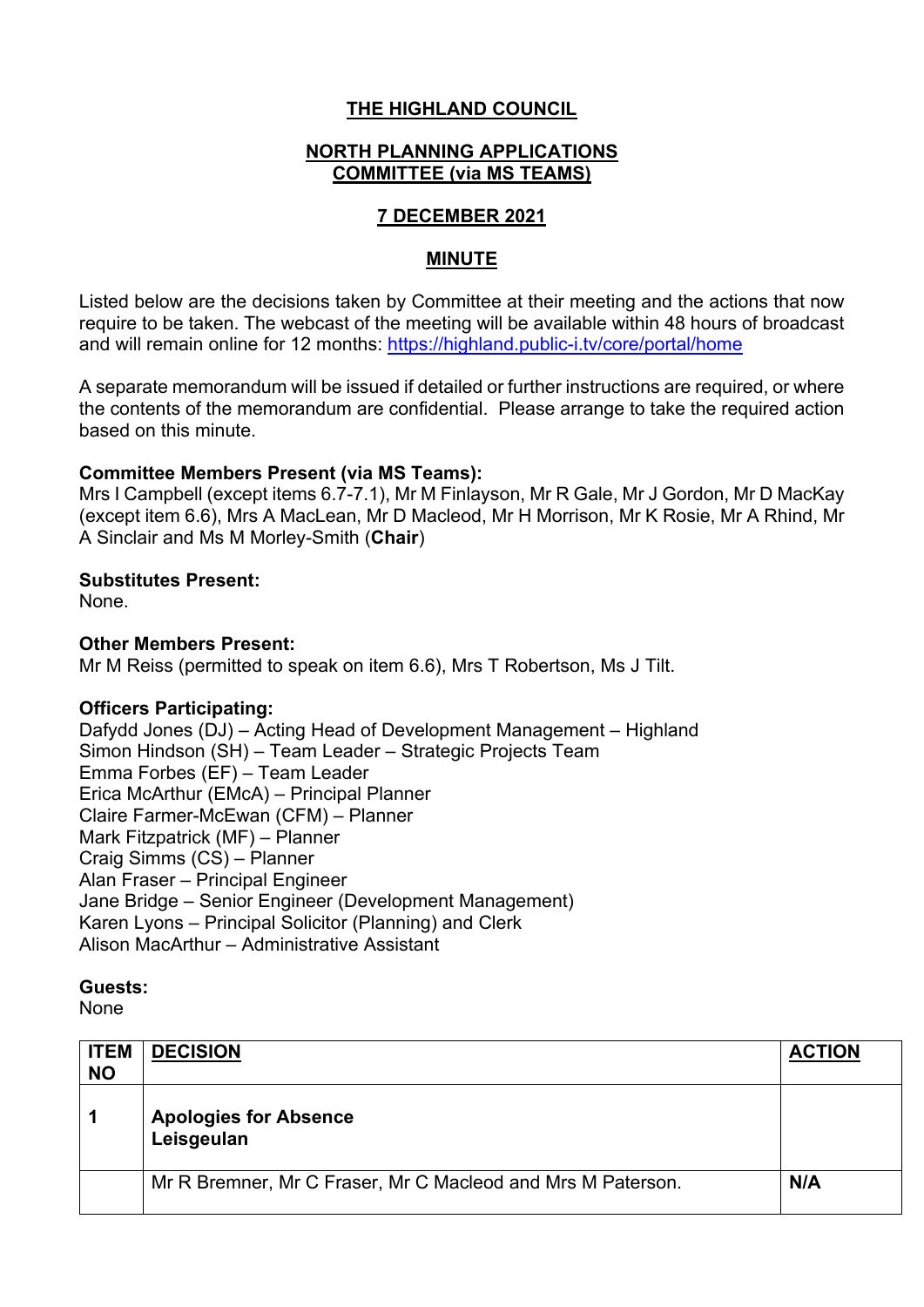# THE HIGHLAND COUNCIL

## NORTH PLANNING APPLICATIONS COMMITTEE (via MS TEAMS)

## 7 DECEMBER 2021

## MINUTE

Listed below are the decisions taken by Committee at their meeting and the actions that now require to be taken. The webcast of the meeting will be available within 48 hours of broadcast and will remain online for 12 months: https://highland.public-i.tv/core/portal/home

A separate memorandum will be issued if detailed or further instructions are required, or where the contents of the memorandum are confidential. Please arrange to take the required action based on this minute.

**Committee Members Present (via MS Teams):**
Mrs I Campbell (except items 6.7-7.1), Mr M Finlayson, Mr R Gale, Mr J Gordon, Mr D MacKay (except item 6.6), Mrs A MacLean, Mr D Macleod, Mr H Morrison, Mr K Rosie, Mr A Rhind, Mr A Sinclair and Ms M Morley-Smith (**Chair**)

**Substitutes Present:**
None.

**Other Members Present:**
Mr M Reiss (permitted to speak on item 6.6), Mrs T Robertson, Ms J Tilt.

**Officers Participating:**
Dafydd Jones (DJ) – Acting Head of Development Management – Highland
Simon Hindson (SH) – Team Leader – Strategic Projects Team
Emma Forbes (EF) – Team Leader
Erica McArthur (EMcA) – Principal Planner
Claire Farmer-McEwan (CFM) – Planner
Mark Fitzpatrick (MF) – Planner
Craig Simms (CS) – Planner
Alan Fraser – Principal Engineer
Jane Bridge – Senior Engineer (Development Management)
Karen Lyons – Principal Solicitor (Planning) and Clerk
Alison MacArthur – Administrative Assistant

**Guests:**
None

| ITEM NO | DECISION | ACTION |
|---|---|---|
| **1** | **Apologies for Absence**<br>**Leisgeulan** | |
| | Mr R Bremner, Mr C Fraser, Mr C Macleod and Mrs M Paterson. | **N/A** |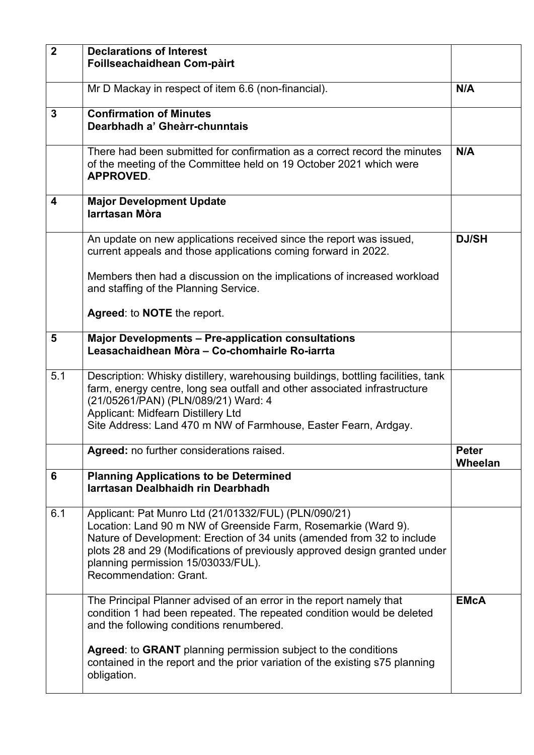| | | |
|---|---|---|
| **2** | **Declarations of Interest**<br>**Foillseachaidhean Com-pàirt** | |
| | Mr D Mackay in respect of item 6.6 (non-financial). | **N/A** |
| **3** | **Confirmation of Minutes**<br>**Dearbhadh a' Gheàrr-chunntais** | |
| | There had been submitted for confirmation as a correct record the minutes of the meeting of the Committee held on 19 October 2021 which were **APPROVED**. | **N/A** |
| **4** | **Major Development Update**<br>**Iarrtasan Mòra** | |
| | An update on new applications received since the report was issued, current appeals and those applications coming forward in 2022.<br><br>Members then had a discussion on the implications of increased workload and staffing of the Planning Service.<br><br>**Agreed**: to **NOTE** the report. | **DJ/SH** |
| **5** | **Major Developments – Pre-application consultations**<br>**Leasachaidhean Mòra – Co-chomhairle Ro-iarrta** | |
| 5.1 | Description: Whisky distillery, warehousing buildings, bottling facilities, tank farm, energy centre, long sea outfall and other associated infrastructure (21/05261/PAN) (PLN/089/21) Ward: 4<br>Applicant: Midfearn Distillery Ltd<br>Site Address: Land 470 m NW of Farmhouse, Easter Fearn, Ardgay. | |
| | **Agreed:** no further considerations raised. | **Peter Wheelan** |
| **6** | **Planning Applications to be Determined**<br>**Iarrtasan Dealbhaidh rin Dearbhadh** | |
| 6.1 | Applicant: Pat Munro Ltd (21/01332/FUL) (PLN/090/21)<br>Location: Land 90 m NW of Greenside Farm, Rosemarkie (Ward 9).<br>Nature of Development: Erection of 34 units (amended from 32 to include plots 28 and 29 (Modifications of previously approved design granted under planning permission 15/03033/FUL).<br>Recommendation: Grant. | |
| | The Principal Planner advised of an error in the report namely that condition 1 had been repeated. The repeated condition would be deleted and the following conditions renumbered.<br><br>**Agreed**: to **GRANT** planning permission subject to the conditions contained in the report and the prior variation of the existing s75 planning obligation. | **EMcA** |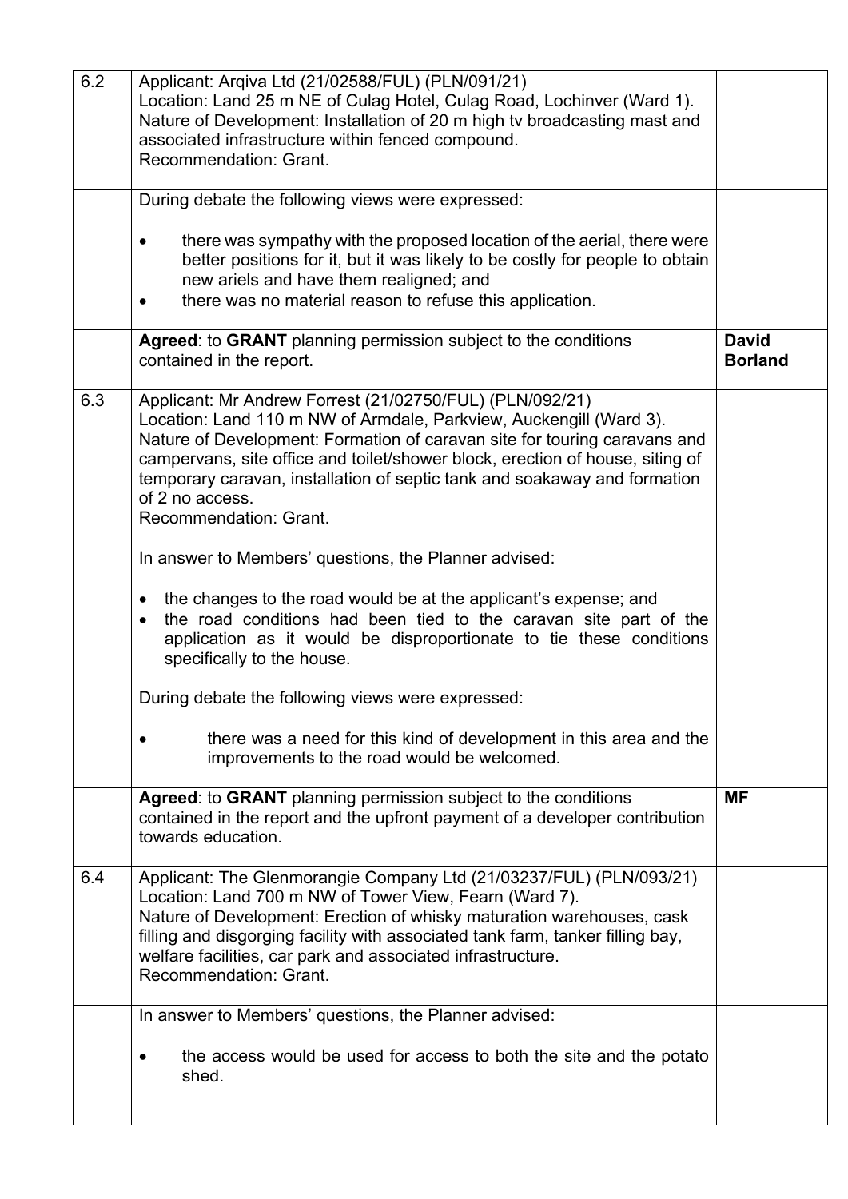| | | |
|---|---|---|
| 6.2 | Applicant: Arqiva Ltd (21/02588/FUL) (PLN/091/21)<br>Location: Land 25 m NE of Culag Hotel, Culag Road, Lochinver (Ward 1).<br>Nature of Development: Installation of 20 m high tv broadcasting mast and associated infrastructure within fenced compound.<br>Recommendation: Grant. | |
| | During debate the following views were expressed:<br><br>• there was sympathy with the proposed location of the aerial, there were better positions for it, but it was likely to be costly for people to obtain new ariels and have them realigned; and<br>• there was no material reason to refuse this application. | |
| | **Agreed**: to **GRANT** planning permission subject to the conditions contained in the report. | **David Borland** |
| 6.3 | Applicant: Mr Andrew Forrest (21/02750/FUL) (PLN/092/21)<br>Location: Land 110 m NW of Armdale, Parkview, Auckengill (Ward 3).<br>Nature of Development: Formation of caravan site for touring caravans and campervans, site office and toilet/shower block, erection of house, siting of temporary caravan, installation of septic tank and soakaway and formation of 2 no access.<br>Recommendation: Grant. | |
| | In answer to Members' questions, the Planner advised:<br><br>• the changes to the road would be at the applicant's expense; and<br>• the road conditions had been tied to the caravan site part of the application as it would be disproportionate to tie these conditions specifically to the house.<br><br>During debate the following views were expressed:<br><br>• there was a need for this kind of development in this area and the improvements to the road would be welcomed. | |
| | **Agreed**: to **GRANT** planning permission subject to the conditions contained in the report and the upfront payment of a developer contribution towards education. | **MF** |
| 6.4 | Applicant: The Glenmorangie Company Ltd (21/03237/FUL) (PLN/093/21)<br>Location: Land 700 m NW of Tower View, Fearn (Ward 7).<br>Nature of Development: Erection of whisky maturation warehouses, cask filling and disgorging facility with associated tank farm, tanker filling bay, welfare facilities, car park and associated infrastructure.<br>Recommendation: Grant. | |
| | In answer to Members' questions, the Planner advised:<br><br>• the access would be used for access to both the site and the potato shed. | |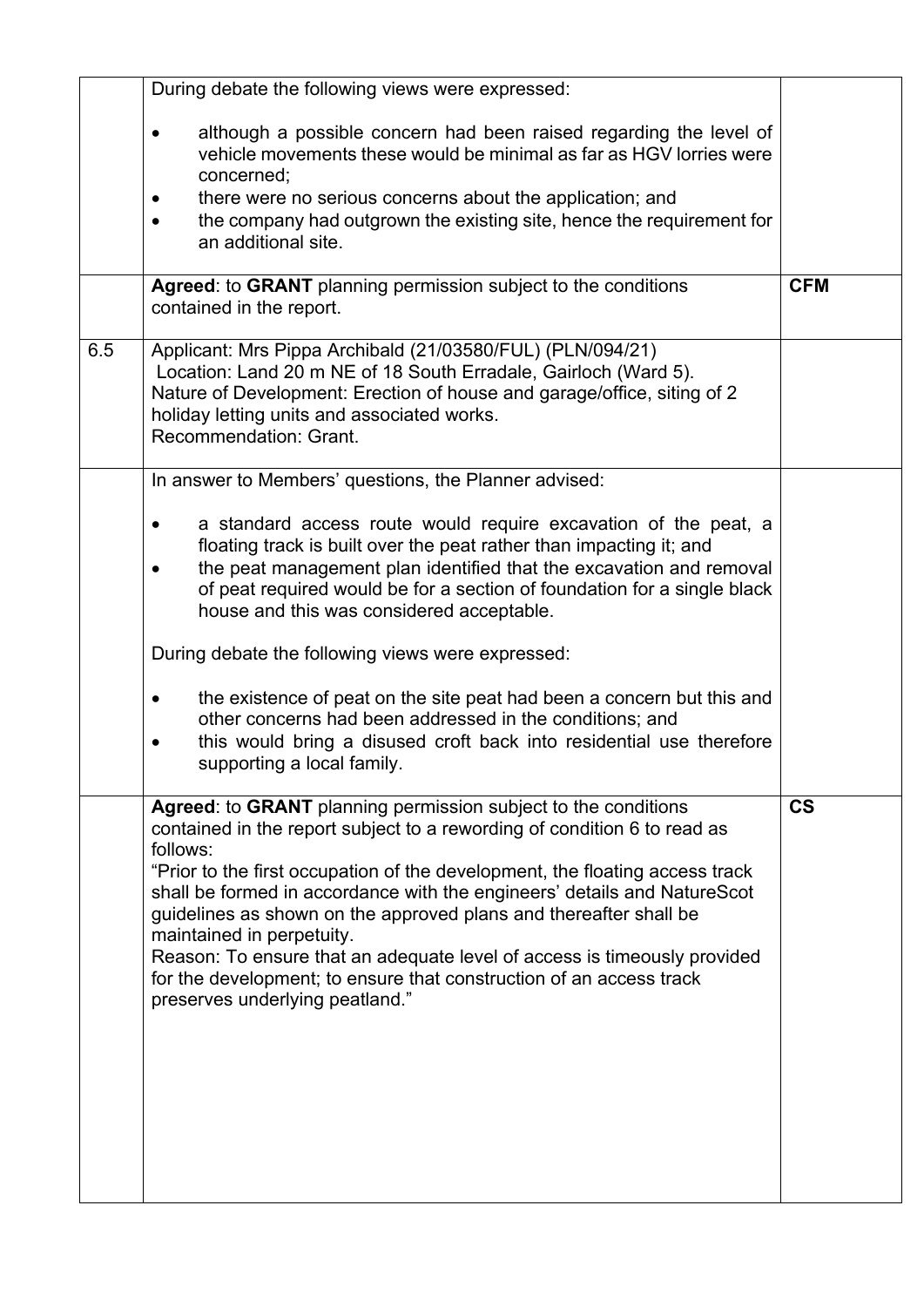| | | |
|---|---|---|
| | During debate the following views were expressed:<br><br>• although a possible concern had been raised regarding the level of vehicle movements these would be minimal as far as HGV lorries were concerned;<br>• there were no serious concerns about the application; and<br>• the company had outgrown the existing site, hence the requirement for an additional site. | |
| | **Agreed**: to **GRANT** planning permission subject to the conditions contained in the report. | **CFM** |
| 6.5 | Applicant: Mrs Pippa Archibald (21/03580/FUL) (PLN/094/21)<br>Location: Land 20 m NE of 18 South Erradale, Gairloch (Ward 5).<br>Nature of Development: Erection of house and garage/office, siting of 2 holiday letting units and associated works.<br>Recommendation: Grant. | |
| | In answer to Members' questions, the Planner advised:<br><br>• a standard access route would require excavation of the peat, a floating track is built over the peat rather than impacting it; and<br>• the peat management plan identified that the excavation and removal of peat required would be for a section of foundation for a single black house and this was considered acceptable.<br><br>During debate the following views were expressed:<br><br>• the existence of peat on the site peat had been a concern but this and other concerns had been addressed in the conditions; and<br>• this would bring a disused croft back into residential use therefore supporting a local family. | |
| | **Agreed**: to **GRANT** planning permission subject to the conditions contained in the report subject to a rewording of condition 6 to read as follows:<br>"Prior to the first occupation of the development, the floating access track shall be formed in accordance with the engineers' details and NatureScot guidelines as shown on the approved plans and thereafter shall be maintained in perpetuity.<br>Reason: To ensure that an adequate level of access is timeously provided for the development; to ensure that construction of an access track preserves underlying peatland." | **CS** |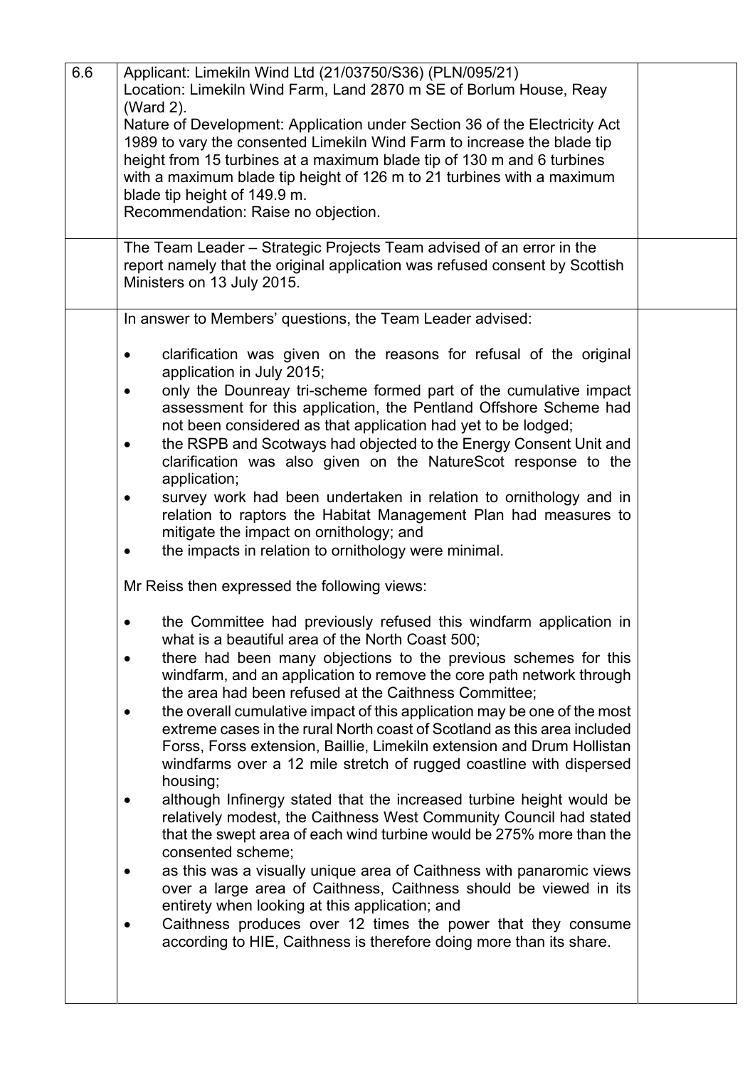| | | |
|---|---|---|
| 6.6 | Applicant: Limekiln Wind Ltd (21/03750/S36) (PLN/095/21)<br>Location: Limekiln Wind Farm, Land 2870 m SE of Borlum House, Reay (Ward 2).<br>Nature of Development: Application under Section 36 of the Electricity Act 1989 to vary the consented Limekiln Wind Farm to increase the blade tip height from 15 turbines at a maximum blade tip of 130 m and 6 turbines with a maximum blade tip height of 126 m to 21 turbines with a maximum blade tip height of 149.9 m.<br>Recommendation: Raise no objection. | |
| | The Team Leader – Strategic Projects Team advised of an error in the report namely that the original application was refused consent by Scottish Ministers on 13 July 2015. | |
| | In answer to Members' questions, the Team Leader advised:<br><br>• clarification was given on the reasons for refusal of the original application in July 2015;<br>• only the Dounreay tri-scheme formed part of the cumulative impact assessment for this application, the Pentland Offshore Scheme had not been considered as that application had yet to be lodged;<br>• the RSPB and Scotways had objected to the Energy Consent Unit and clarification was also given on the NatureScot response to the application;<br>• survey work had been undertaken in relation to ornithology and in relation to raptors the Habitat Management Plan had measures to mitigate the impact on ornithology; and<br>• the impacts in relation to ornithology were minimal.<br><br>Mr Reiss then expressed the following views:<br><br>• the Committee had previously refused this windfarm application in what is a beautiful area of the North Coast 500;<br>• there had been many objections to the previous schemes for this windfarm, and an application to remove the core path network through the area had been refused at the Caithness Committee;<br>• the overall cumulative impact of this application may be one of the most extreme cases in the rural North coast of Scotland as this area included Forss, Forss extension, Baillie, Limekiln extension and Drum Hollistan windfarms over a 12 mile stretch of rugged coastline with dispersed housing;<br>• although Infinergy stated that the increased turbine height would be relatively modest, the Caithness West Community Council had stated that the swept area of each wind turbine would be 275% more than the consented scheme;<br>• as this was a visually unique area of Caithness with panaromic views over a large area of Caithness, Caithness should be viewed in its entirety when looking at this application; and<br>• Caithness produces over 12 times the power that they consume according to HIE, Caithness is therefore doing more than its share. | |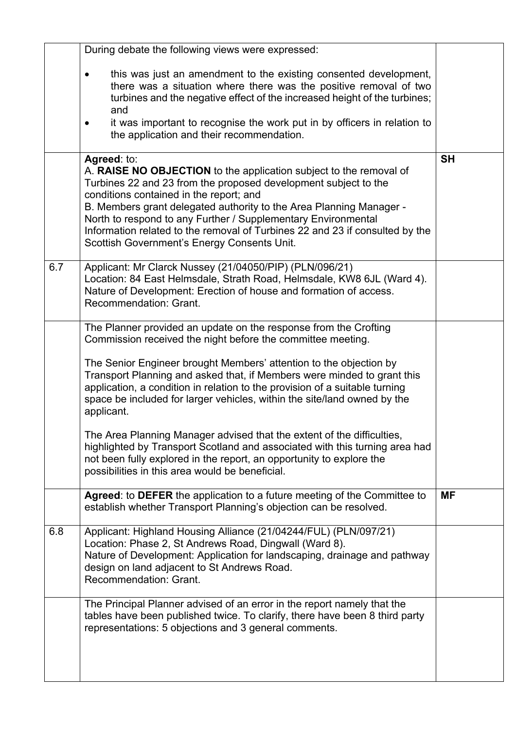| | | |
|---|---|---|
| | During debate the following views were expressed:<br><br>• this was just an amendment to the existing consented development, there was a situation where there was the positive removal of two turbines and the negative effect of the increased height of the turbines; and<br>• it was important to recognise the work put in by officers in relation to the application and their recommendation. | |
| | **Agreed**: to:<br>A. **RAISE NO OBJECTION** to the application subject to the removal of Turbines 22 and 23 from the proposed development subject to the conditions contained in the report; and<br>B. Members grant delegated authority to the Area Planning Manager - North to respond to any Further / Supplementary Environmental Information related to the removal of Turbines 22 and 23 if consulted by the Scottish Government's Energy Consents Unit. | **SH** |
| 6.7 | Applicant: Mr Clarck Nussey (21/04050/PIP) (PLN/096/21)<br>Location: 84 East Helmsdale, Strath Road, Helmsdale, KW8 6JL (Ward 4).<br>Nature of Development: Erection of house and formation of access.<br>Recommendation: Grant. | |
| | The Planner provided an update on the response from the Crofting Commission received the night before the committee meeting.<br><br>The Senior Engineer brought Members' attention to the objection by Transport Planning and asked that, if Members were minded to grant this application, a condition in relation to the provision of a suitable turning space be included for larger vehicles, within the site/land owned by the applicant.<br><br>The Area Planning Manager advised that the extent of the difficulties, highlighted by Transport Scotland and associated with this turning area had not been fully explored in the report, an opportunity to explore the possibilities in this area would be beneficial. | |
| | **Agreed**: to **DEFER** the application to a future meeting of the Committee to establish whether Transport Planning's objection can be resolved. | **MF** |
| 6.8 | Applicant: Highland Housing Alliance (21/04244/FUL) (PLN/097/21)<br>Location: Phase 2, St Andrews Road, Dingwall (Ward 8).<br>Nature of Development: Application for landscaping, drainage and pathway design on land adjacent to St Andrews Road.<br>Recommendation: Grant. | |
| | The Principal Planner advised of an error in the report namely that the tables have been published twice. To clarify, there have been 8 third party representations: 5 objections and 3 general comments. | |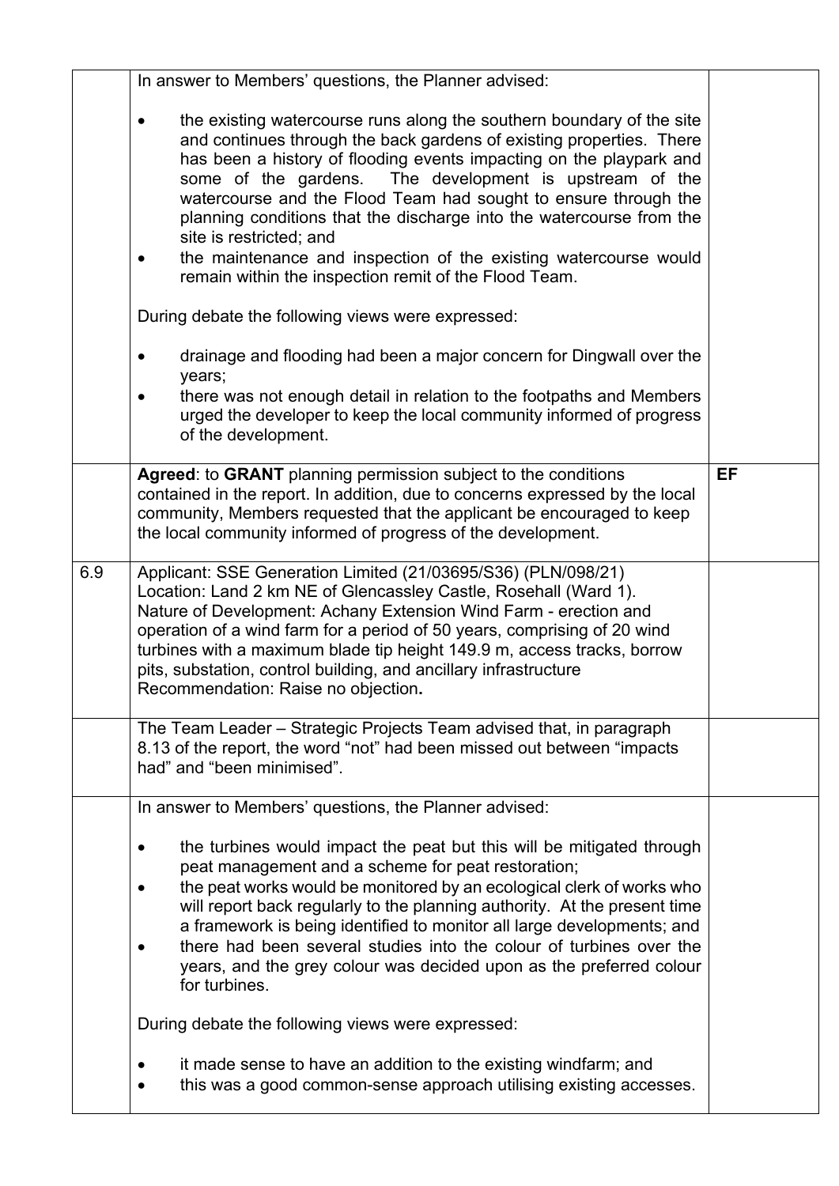| | | |
|---|---|---|
| | In answer to Members' questions, the Planner advised:<br><br>• the existing watercourse runs along the southern boundary of the site and continues through the back gardens of existing properties. There has been a history of flooding events impacting on the playpark and some of the gardens. The development is upstream of the watercourse and the Flood Team had sought to ensure through the planning conditions that the discharge into the watercourse from the site is restricted; and<br>• the maintenance and inspection of the existing watercourse would remain within the inspection remit of the Flood Team.<br><br>During debate the following views were expressed:<br><br>• drainage and flooding had been a major concern for Dingwall over the years;<br>• there was not enough detail in relation to the footpaths and Members urged the developer to keep the local community informed of progress of the development. | |
| | **Agreed**: to **GRANT** planning permission subject to the conditions contained in the report. In addition, due to concerns expressed by the local community, Members requested that the applicant be encouraged to keep the local community informed of progress of the development. | **EF** |
| 6.9 | Applicant: SSE Generation Limited (21/03695/S36) (PLN/098/21)<br>Location: Land 2 km NE of Glencassley Castle, Rosehall (Ward 1).<br>Nature of Development: Achany Extension Wind Farm - erection and operation of a wind farm for a period of 50 years, comprising of 20 wind turbines with a maximum blade tip height 149.9 m, access tracks, borrow pits, substation, control building, and ancillary infrastructure<br>Recommendation: Raise no objection**.** | |
| | The Team Leader – Strategic Projects Team advised that, in paragraph 8.13 of the report, the word "not" had been missed out between "impacts had" and "been minimised". | |
| | In answer to Members' questions, the Planner advised:<br><br>• the turbines would impact the peat but this will be mitigated through peat management and a scheme for peat restoration;<br>• the peat works would be monitored by an ecological clerk of works who will report back regularly to the planning authority. At the present time a framework is being identified to monitor all large developments; and<br>• there had been several studies into the colour of turbines over the years, and the grey colour was decided upon as the preferred colour for turbines.<br><br>During debate the following views were expressed:<br><br>• it made sense to have an addition to the existing windfarm; and<br>• this was a good common-sense approach utilising existing accesses. | |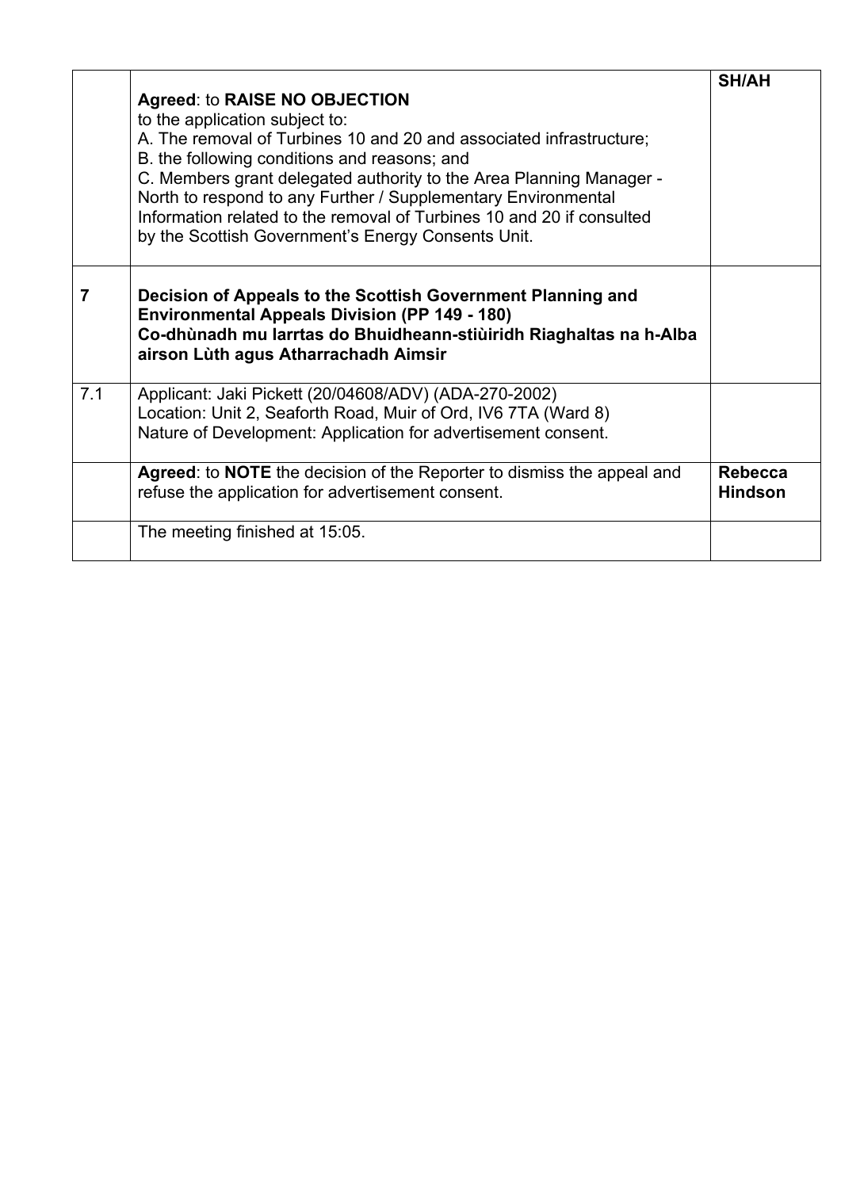| | | |
|---|---|---|
| | **Agreed**: to **RAISE NO OBJECTION** to the application subject to:<br>A. The removal of Turbines 10 and 20 and associated infrastructure;<br>B. the following conditions and reasons; and<br>C. Members grant delegated authority to the Area Planning Manager - North to respond to any Further / Supplementary Environmental Information related to the removal of Turbines 10 and 20 if consulted by the Scottish Government's Energy Consents Unit. | **SH/AH** |
| **7** | **Decision of Appeals to the Scottish Government Planning and Environmental Appeals Division (PP 149 - 180)**<br>**Co-dhùnadh mu Iarrtas do Bhuidheann-stiùiridh Riaghaltas na h-Alba airson Lùth agus Atharrachadh Aimsir** | |
| 7.1 | Applicant: Jaki Pickett (20/04608/ADV) (ADA-270-2002)<br>Location: Unit 2, Seaforth Road, Muir of Ord, IV6 7TA (Ward 8)<br>Nature of Development: Application for advertisement consent. | |
| | **Agreed**: to **NOTE** the decision of the Reporter to dismiss the appeal and refuse the application for advertisement consent. | **Rebecca Hindson** |
| | The meeting finished at 15:05. | |